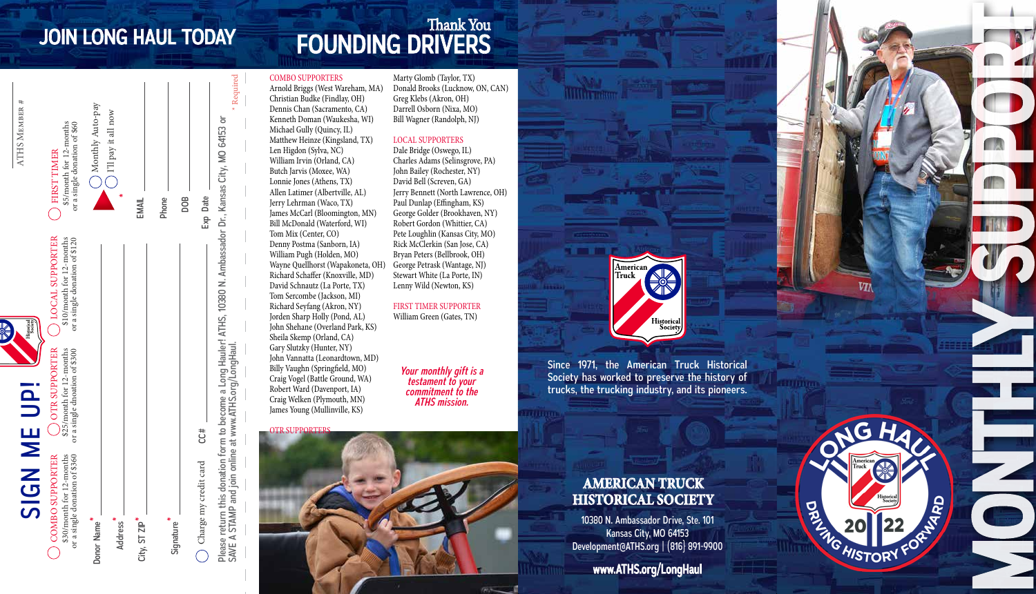# JOIN LONG HAUL TODAY

## SIGN ME UP!

ATHS Member #

- ◯ COMBO SUPPORTER — $30/month for 12-months or a single donation of $360
- ◯ OTR SUPPORTER — $25/month for 12-months or a single dnoation of $300
- ◯ LOCAL SUPPORTER — $10/month for 12-months or a single donation of $120
- ◯ FIRST TIMER — $5/month for 12-months or a single donation of $60

◯ Monthly Auto-pay
◯ I'll pay it all now *

Donor Name * ______ EMAIL ______

Address * ______ Phone ______

City, ST ZIP * ______ DOB ______

Signature * ______

◯ Charge my credit card CC# ______ Exp Date ______

Please return this donation form to become a Long Hauler! ATHS, 10380 N. Ambassador Dr., Kansas City, MO 64153 or SAVE A STAMP and join online at www.ATHS.org/LongHaul.

* Required

# Thank You FOUNDING DRIVERS

### COMBO SUPPORTERS

Arnold Briggs (West Wareham, MA)
Christian Budke (Findlay, OH)
Dennis Chan (Sacramento, CA)
Kenneth Doman (Waukesha, WI)
Michael Gully (Quincy, IL)
Matthew Heinze (Kingsland, TX)
Len Higdon (Sylva, NC)
William Irvin (Orland, CA)
Butch Jarvis (Moxee, WA)
Lonnie Jones (Athens, TX)
Allen Latimer (Albertville, AL)
Jerry Lehrman (Waco, TX)
James McCarl (Bloomington, MN)
Bill McDonald (Waterford, WI)
Tom Mix (Center, CO)
Denny Postma (Sanborn, IA)
William Pugh (Holden, MO)
Wayne Quellhorst (Wapakoneta, OH)
Richard Schaffer (Knoxville, MD)
David Schnautz (La Porte, TX)
Tom Sercombe (Jackson, MI)
Richard Seyfang (Akron, NY)
Jorden Sharp Holly (Pond, AL)
John Shehane (Overland Park, KS)
Sheila Skemp (Orland, CA)
Gary Slutzky (Hunter, NY)
John Vannatta (Leonardtown, MD)
Billy Vaughn (Springfield, MO)
Craig Vogel (Battle Ground, WA)
Robert Ward (Davenport, IA)
Craig Welken (Plymouth, MN)
James Young (Mullinville, KS)

### OTR SUPPORTERS

Marty Glomb (Taylor, TX)
Donald Brooks (Lucknow, ON, CAN)
Greg Klebs (Akron, OH)
Darrell Osborn (Nixa, MO)
Bill Wagner (Randolph, NJ)

### LOCAL SUPPORTERS

Dale Bridge (Oswego, IL)
Charles Adams (Selinsgrove, PA)
John Bailey (Rochester, NY)
David Bell (Screven, GA)
Jerry Bennett (North Lawrence, OH)
Paul Dunlap (Effingham, KS)
George Golder (Brookhaven, NY)
Robert Gordon (Whittier, CA)
Pete Loughlin (Kansas City, MO)
Rick McClerkin (San Jose, CA)
Bryan Peters (Bellbrook, OH)
George Petrask (Wantage, NJ)
Stewart White (La Porte, IN)
Lenny Wild (Newton, KS)

### FIRST TIMER SUPPORTER

William Green (Gates, TN)

*Your monthly gift is a testament to your commitment to the ATHS mission.*

Since 1971, the American Truck Historical Society has worked to preserve the history of trucks, the trucking industry, and its pioneers.

## AMERICAN TRUCK HISTORICAL SOCIETY

10380 N. Ambassador Drive, Ste. 101
Kansas City, MO 64153
Development@ATHS.org | (816) 891-9900

**www.ATHS.org/LongHaul**

# MONTHLY SUPPORT

LONG HAUL — DRIVING HISTORY FORWARD — 2022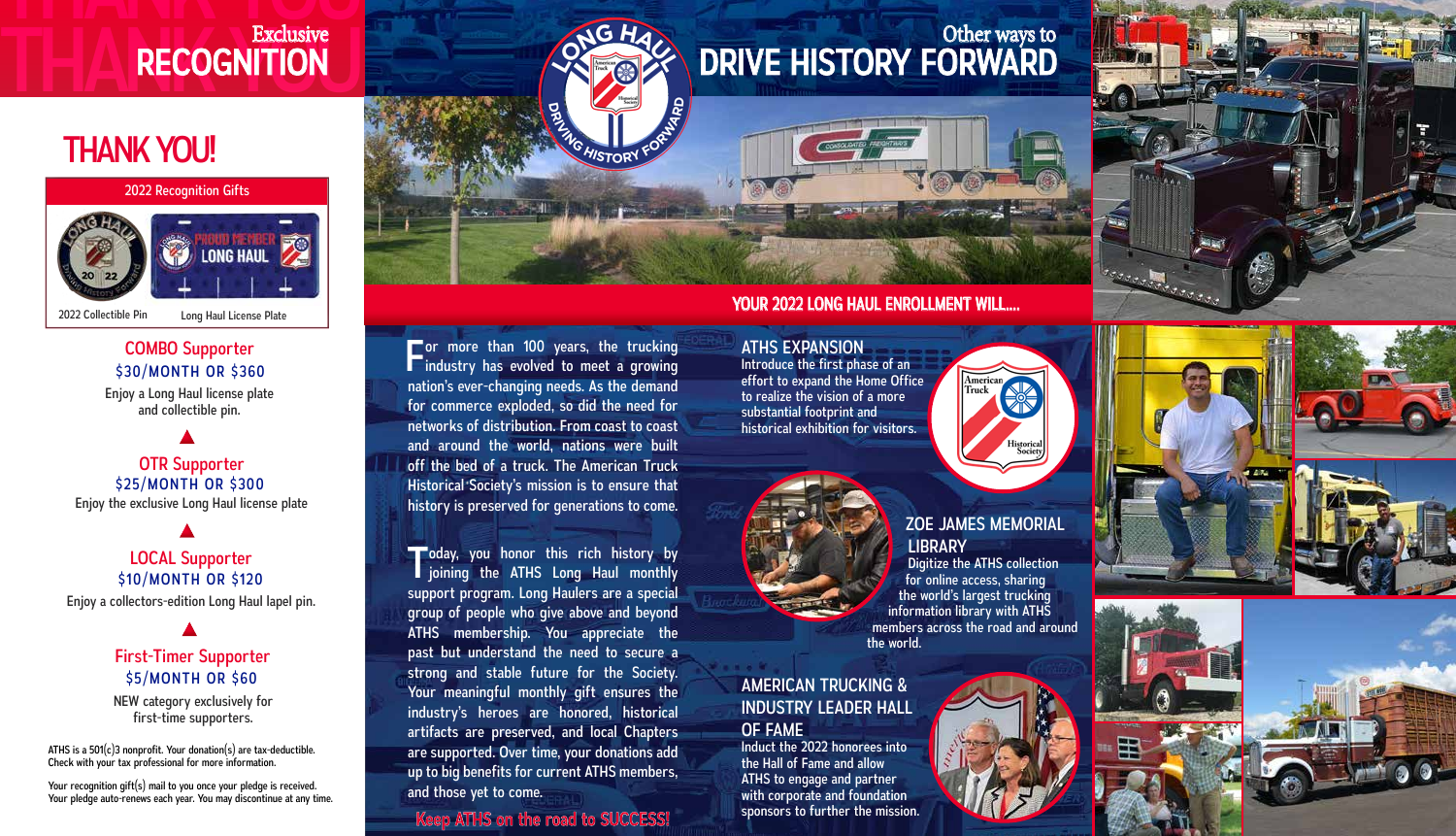## Exclusive RECOGNITION

# THANK YOU!

2022 Recognition Gifts

2022 Collectible Pin

Long Haul License Plate

### COMBO Supporter

$30/MONTH OR $360

Enjoy a Long Haul license plate and collectible pin.

### OTR Supporter

$25/MONTH OR $300

Enjoy the exclusive Long Haul license plate

### LOCAL Supporter

$10/MONTH OR $120

Enjoy a collectors-edition Long Haul lapel pin.

### First-Timer Supporter

$5/MONTH OR $60

NEW category exclusively for first-time supporters.

ATHS is a 501(c)3 nonprofit. Your donation(s) are tax-deductible. Check with your tax professional for more information.

Your recognition gift(s) mail to you once your pledge is received. Your pledge auto-renews each year. You may discontinue at any time.

## Other ways to DRIVE HISTORY FORWARD

For more than 100 years, the trucking industry has evolved to meet a growing nation's ever-changing needs. As the demand for commerce exploded, so did the need for networks of distribution. From coast to coast and around the world, nations were built off the bed of a truck. The American Truck Historical Society's mission is to ensure that history is preserved for generations to come.

Today, you honor this rich history by joining the ATHS Long Haul monthly support program. Long Haulers are a special group of people who give above and beyond ATHS membership. You appreciate the past but understand the need to secure a strong and stable future for the Society. Your meaningful monthly gift ensures the industry's heroes are honored, historical artifacts are preserved, and local Chapters are supported. Over time, your donations add up to big benefits for current ATHS members, and those yet to come.

**Keep ATHS on the road to SUCCESS!**

### YOUR 2022 LONG HAUL ENROLLMENT WILL....

#### ATHS EXPANSION

Introduce the first phase of an effort to expand the Home Office to realize the vision of a more substantial footprint and historical exhibition for visitors.

#### ZOE JAMES MEMORIAL LIBRARY

Digitize the ATHS collection for online access, sharing the world's largest trucking information library with ATHS members across the road and around the world.

#### AMERICAN TRUCKING & INDUSTRY LEADER HALL OF FAME

Induct the 2022 honorees into the Hall of Fame and allow ATHS to engage and partner with corporate and foundation sponsors to further the mission.